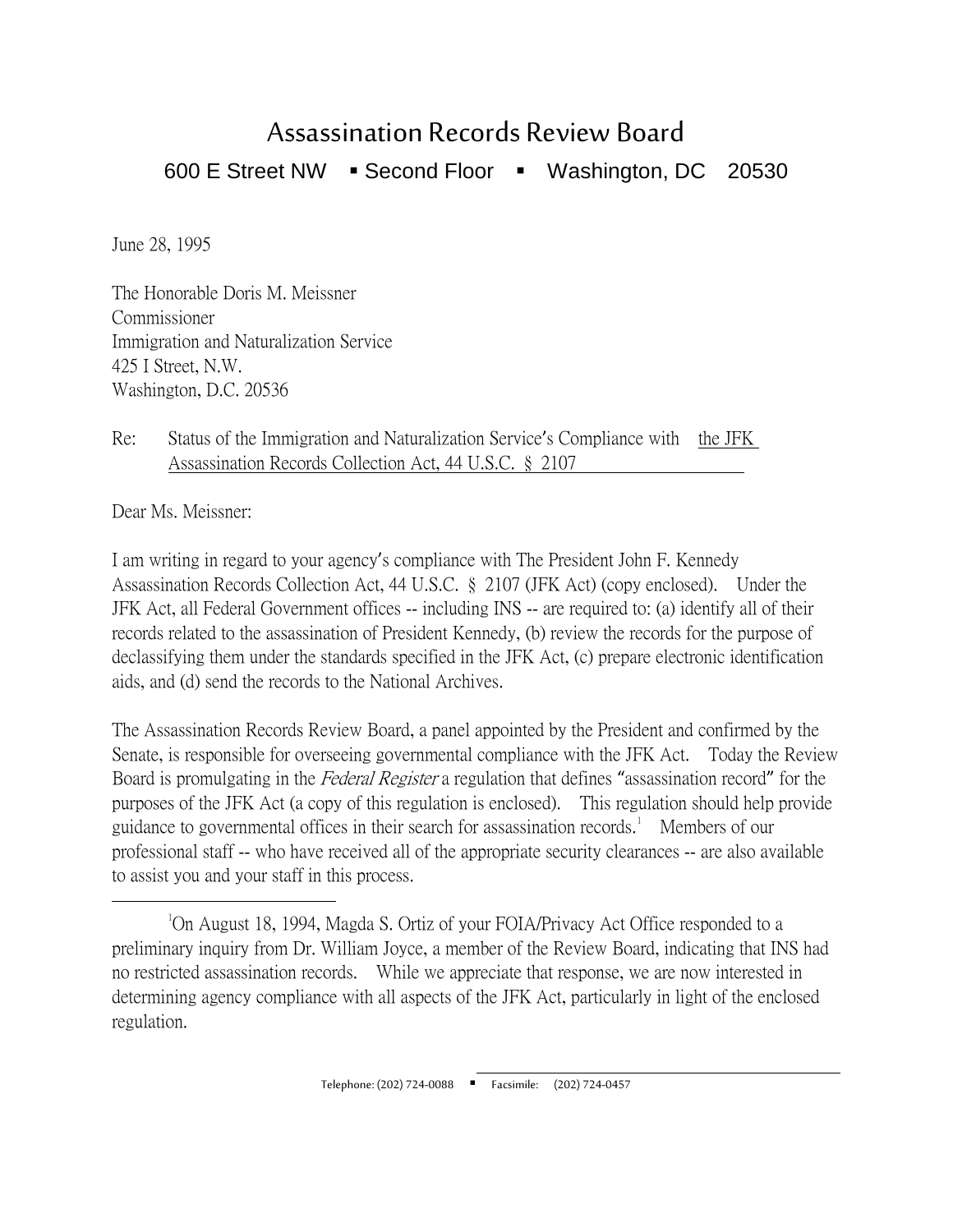# Assassination Records Review Board

600 E Street NW ▪ Second Floor ▪ Washington, DC 20530

June 28, 1995

The Honorable Doris M. Meissner
Commissioner
Immigration and Naturalization Service
425 I Street, N.W.
Washington, D.C. 20536

Re: Status of the Immigration and Naturalization Service's Compliance with the JFK Assassination Records Collection Act, 44 U.S.C. § 2107

Dear Ms. Meissner:

I am writing in regard to your agency's compliance with The President John F. Kennedy Assassination Records Collection Act, 44 U.S.C. § 2107 (JFK Act) (copy enclosed). Under the JFK Act, all Federal Government offices -- including INS -- are required to: (a) identify all of their records related to the assassination of President Kennedy, (b) review the records for the purpose of declassifying them under the standards specified in the JFK Act, (c) prepare electronic identification aids, and (d) send the records to the National Archives.

The Assassination Records Review Board, a panel appointed by the President and confirmed by the Senate, is responsible for overseeing governmental compliance with the JFK Act. Today the Review Board is promulgating in the *Federal Register* a regulation that defines "assassination record" for the purposes of the JFK Act (a copy of this regulation is enclosed). This regulation should help provide guidance to governmental offices in their search for assassination records.[1] Members of our professional staff -- who have received all of the appropriate security clearances -- are also available to assist you and your staff in this process.

---

[1] On August 18, 1994, Magda S. Ortiz of your FOIA/Privacy Act Office responded to a preliminary inquiry from Dr. William Joyce, a member of the Review Board, indicating that INS had no restricted assassination records. While we appreciate that response, we are now interested in determining agency compliance with all aspects of the JFK Act, particularly in light of the enclosed regulation.

Telephone: (202) 724-0088 ▪ Facsimile: (202) 724-0457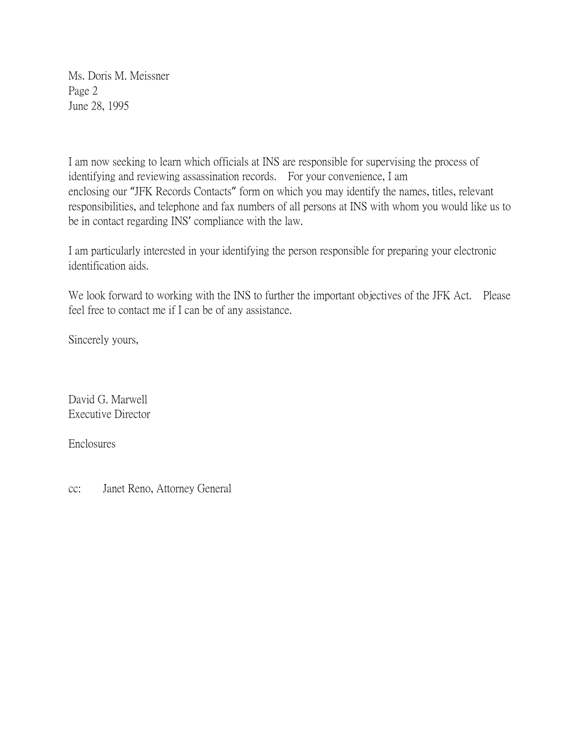Ms. Doris M. Meissner
Page 2
June 28, 1995

I am now seeking to learn which officials at INS are responsible for supervising the process of identifying and reviewing assassination records. For your convenience, I am enclosing our "JFK Records Contacts" form on which you may identify the names, titles, relevant responsibilities, and telephone and fax numbers of all persons at INS with whom you would like us to be in contact regarding INS' compliance with the law.

I am particularly interested in your identifying the person responsible for preparing your electronic identification aids.

We look forward to working with the INS to further the important objectives of the JFK Act. Please feel free to contact me if I can be of any assistance.

Sincerely yours,

David G. Marwell
Executive Director

Enclosures

cc: Janet Reno, Attorney General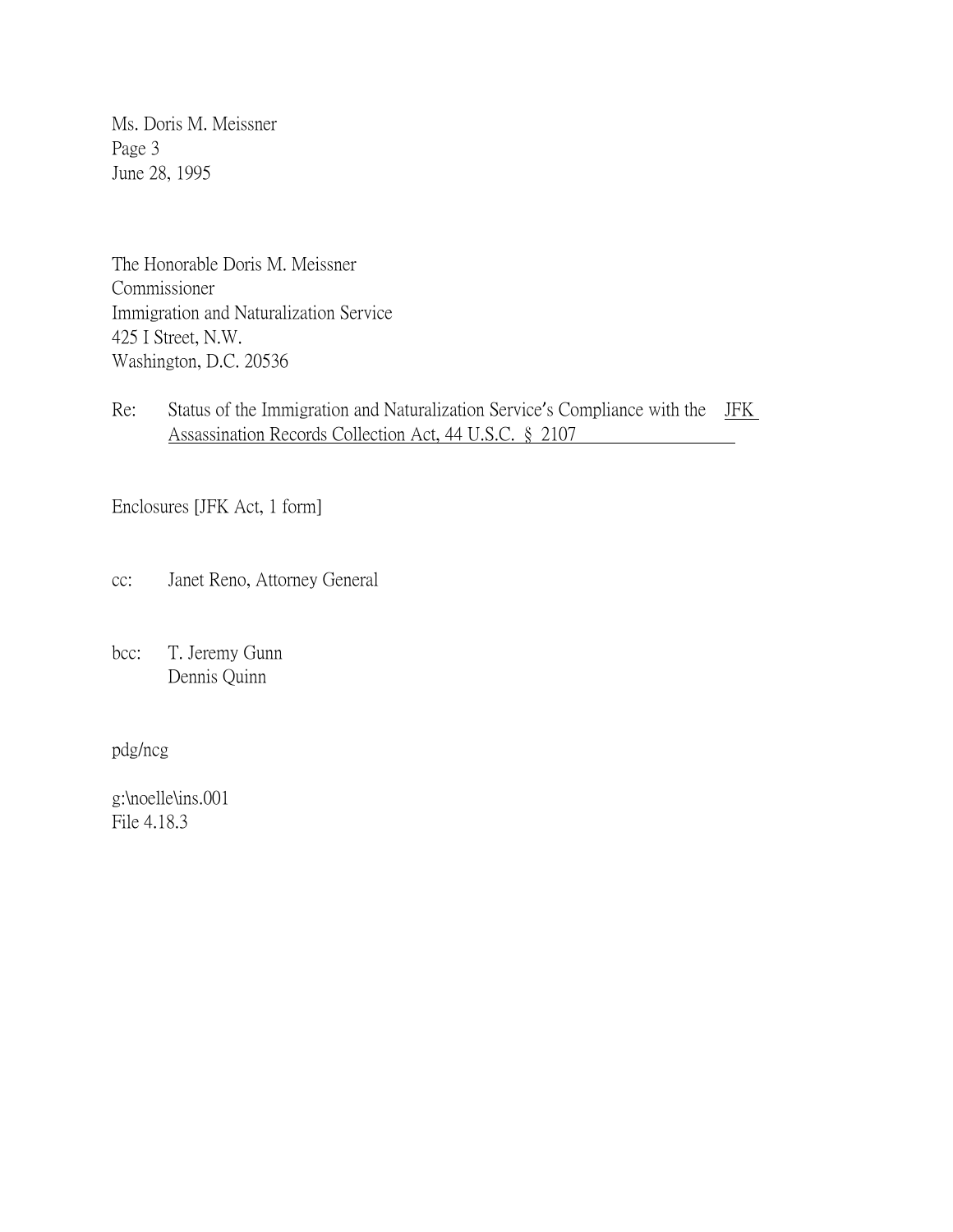The Honorable Doris M. Meissner
Commissioner
Immigration and Naturalization Service
425 I Street, N.W.
Washington, D.C. 20536

Re: Status of the Immigration and Naturalization Service's Compliance with the JFK Assassination Records Collection Act, 44 U.S.C. § 2107

Enclosures [JFK Act, 1 form]

cc: Janet Reno, Attorney General

bcc: T. Jeremy Gunn
Dennis Quinn

pdg/ncg

g:\noelle\ins.001
File 4.18.3